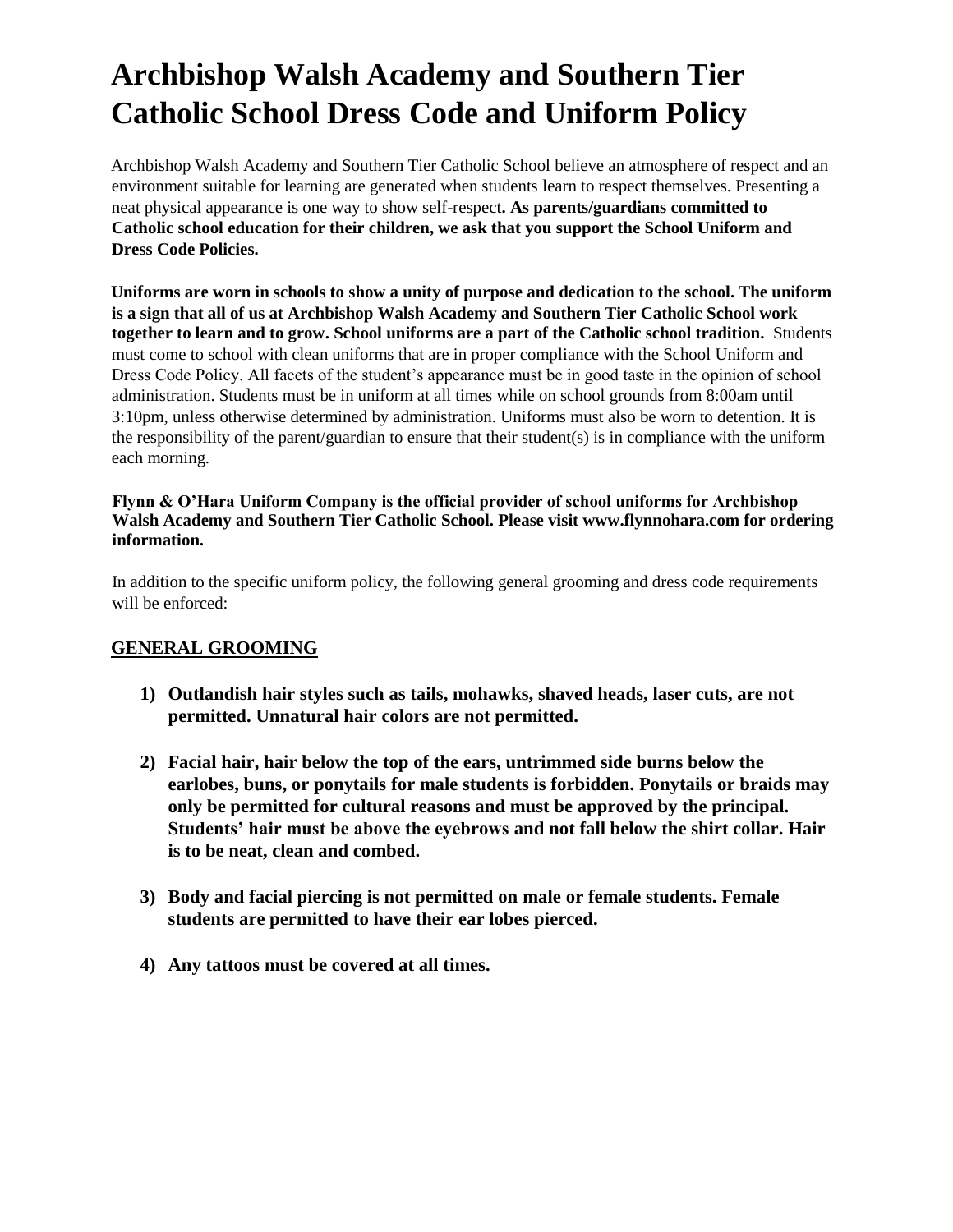# Archbishop Walsh Academy and Southern Tier Catholic School Dress Code and Uniform Policy

Archbishop Walsh Academy and Southern Tier Catholic School believe an atmosphere of respect and an environment suitable for learning are generated when students learn to respect themselves. Presenting a neat physical appearance is one way to show self-respect**. As parents/guardians committed to Catholic school education for their children, we ask that you support the School Uniform and Dress Code Policies.**

**Uniforms are worn in schools to show a unity of purpose and dedication to the school. The uniform is a sign that all of us at Archbishop Walsh Academy and Southern Tier Catholic School work together to learn and to grow. School uniforms are a part of the Catholic school tradition.** Students must come to school with clean uniforms that are in proper compliance with the School Uniform and Dress Code Policy. All facets of the student's appearance must be in good taste in the opinion of school administration. Students must be in uniform at all times while on school grounds from 8:00am until 3:10pm, unless otherwise determined by administration. Uniforms must also be worn to detention. It is the responsibility of the parent/guardian to ensure that their student(s) is in compliance with the uniform each morning.

**Flynn & O'Hara Uniform Company is the official provider of school uniforms for Archbishop Walsh Academy and Southern Tier Catholic School. Please visit www.flynnohara.com for ordering information.**

In addition to the specific uniform policy, the following general grooming and dress code requirements will be enforced:

## <u>GENERAL GROOMING</u>

1) **Outlandish hair styles such as tails, mohawks, shaved heads, laser cuts, are not permitted. Unnatural hair colors are not permitted.**

2) **Facial hair, hair below the top of the ears, untrimmed side burns below the earlobes, buns, or ponytails for male students is forbidden. Ponytails or braids may only be permitted for cultural reasons and must be approved by the principal. Students' hair must be above the eyebrows and not fall below the shirt collar. Hair is to be neat, clean and combed.**

3) **Body and facial piercing is not permitted on male or female students. Female students are permitted to have their ear lobes pierced.**

4) **Any tattoos must be covered at all times.**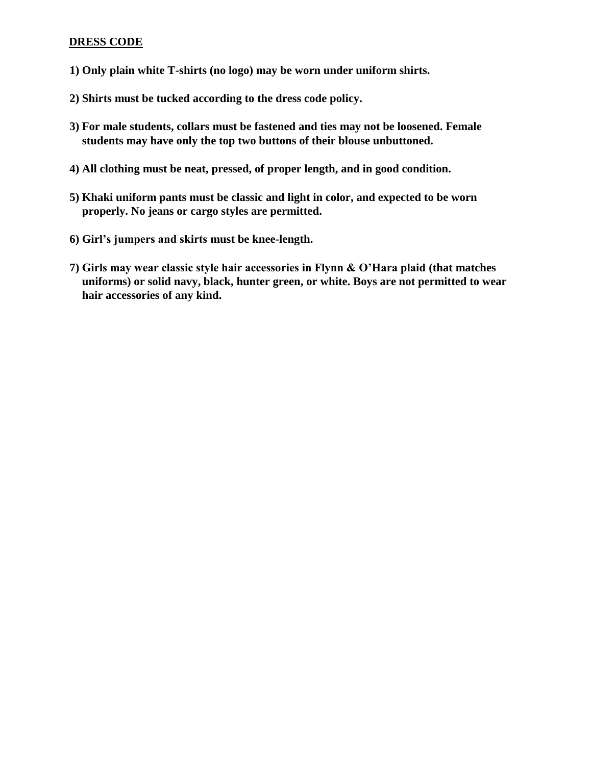**DRESS CODE**

**1) Only plain white T-shirts (no logo) may be worn under uniform shirts.**

**2) Shirts must be tucked according to the dress code policy.**

**3) For male students, collars must be fastened and ties may not be loosened. Female students may have only the top two buttons of their blouse unbuttoned.**

**4) All clothing must be neat, pressed, of proper length, and in good condition.**

**5) Khaki uniform pants must be classic and light in color, and expected to be worn properly. No jeans or cargo styles are permitted.**

**6) Girl's jumpers and skirts must be knee-length.**

**7) Girls may wear classic style hair accessories in Flynn & O'Hara plaid (that matches uniforms) or solid navy, black, hunter green, or white. Boys are not permitted to wear hair accessories of any kind.**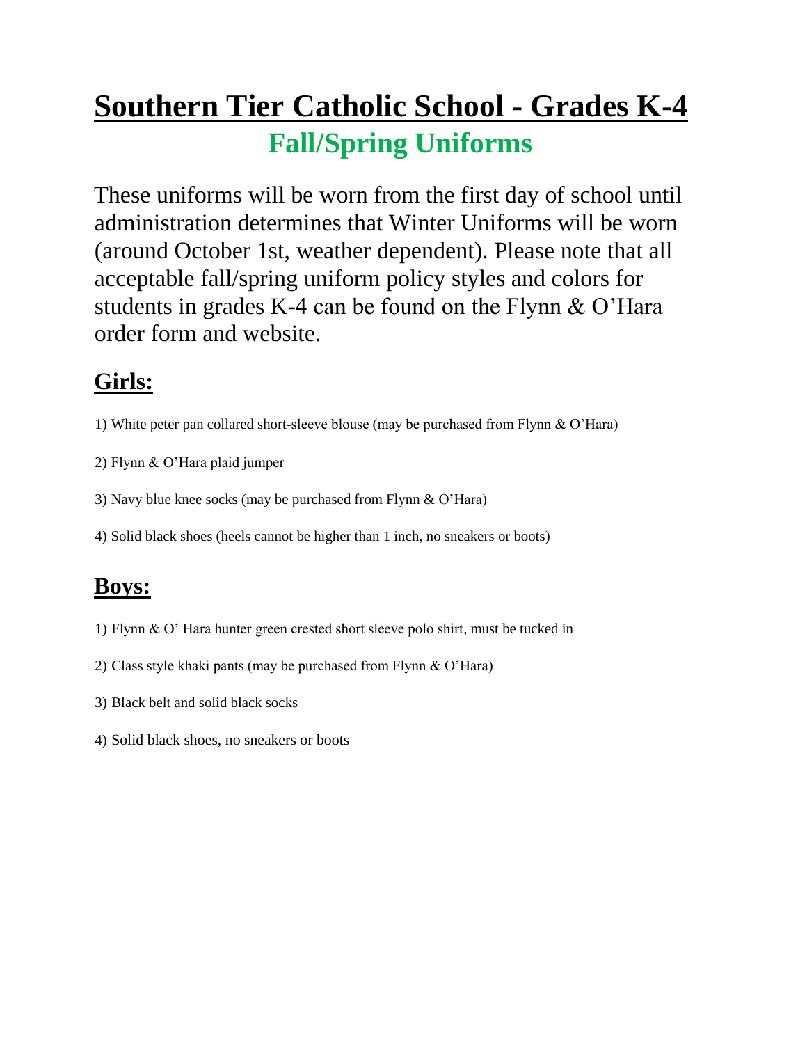# Southern Tier Catholic School - Grades K-4

## Fall/Spring Uniforms

These uniforms will be worn from the first day of school until administration determines that Winter Uniforms will be worn (around October 1st, weather dependent). Please note that all acceptable fall/spring uniform policy styles and colors for students in grades K-4 can be found on the Flynn & O'Hara order form and website.

## Girls:

1) White peter pan collared short-sleeve blouse (may be purchased from Flynn & O'Hara)

2) Flynn & O'Hara plaid jumper

3) Navy blue knee socks (may be purchased from Flynn & O'Hara)

4) Solid black shoes (heels cannot be higher than 1 inch, no sneakers or boots)

## Boys:

1) Flynn & O' Hara hunter green crested short sleeve polo shirt, must be tucked in

2) Class style khaki pants (may be purchased from Flynn & O'Hara)

3) Black belt and solid black socks

4) Solid black shoes, no sneakers or boots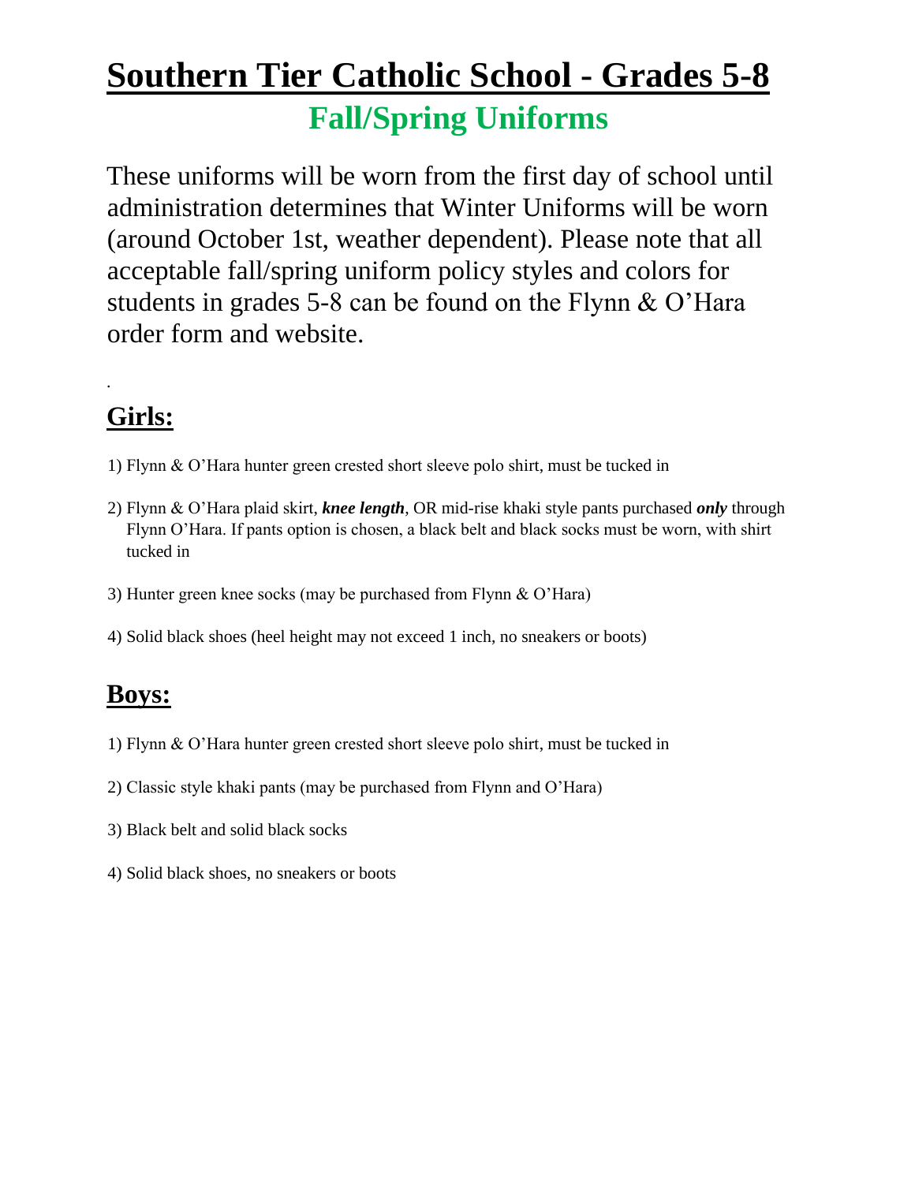# Southern Tier Catholic School - Grades 5-8

## Fall/Spring Uniforms

These uniforms will be worn from the first day of school until administration determines that Winter Uniforms will be worn (around October 1st, weather dependent). Please note that all acceptable fall/spring uniform policy styles and colors for students in grades 5-8 can be found on the Flynn & O'Hara order form and website.

### Girls:

1) Flynn & O'Hara hunter green crested short sleeve polo shirt, must be tucked in
2) Flynn & O'Hara plaid skirt, ***knee length***, OR mid-rise khaki style pants purchased ***only*** through Flynn O'Hara. If pants option is chosen, a black belt and black socks must be worn, with shirt tucked in
3) Hunter green knee socks (may be purchased from Flynn & O'Hara)
4) Solid black shoes (heel height may not exceed 1 inch, no sneakers or boots)

### Boys:

1) Flynn & O'Hara hunter green crested short sleeve polo shirt, must be tucked in
2) Classic style khaki pants (may be purchased from Flynn and O'Hara)
3) Black belt and solid black socks
4) Solid black shoes, no sneakers or boots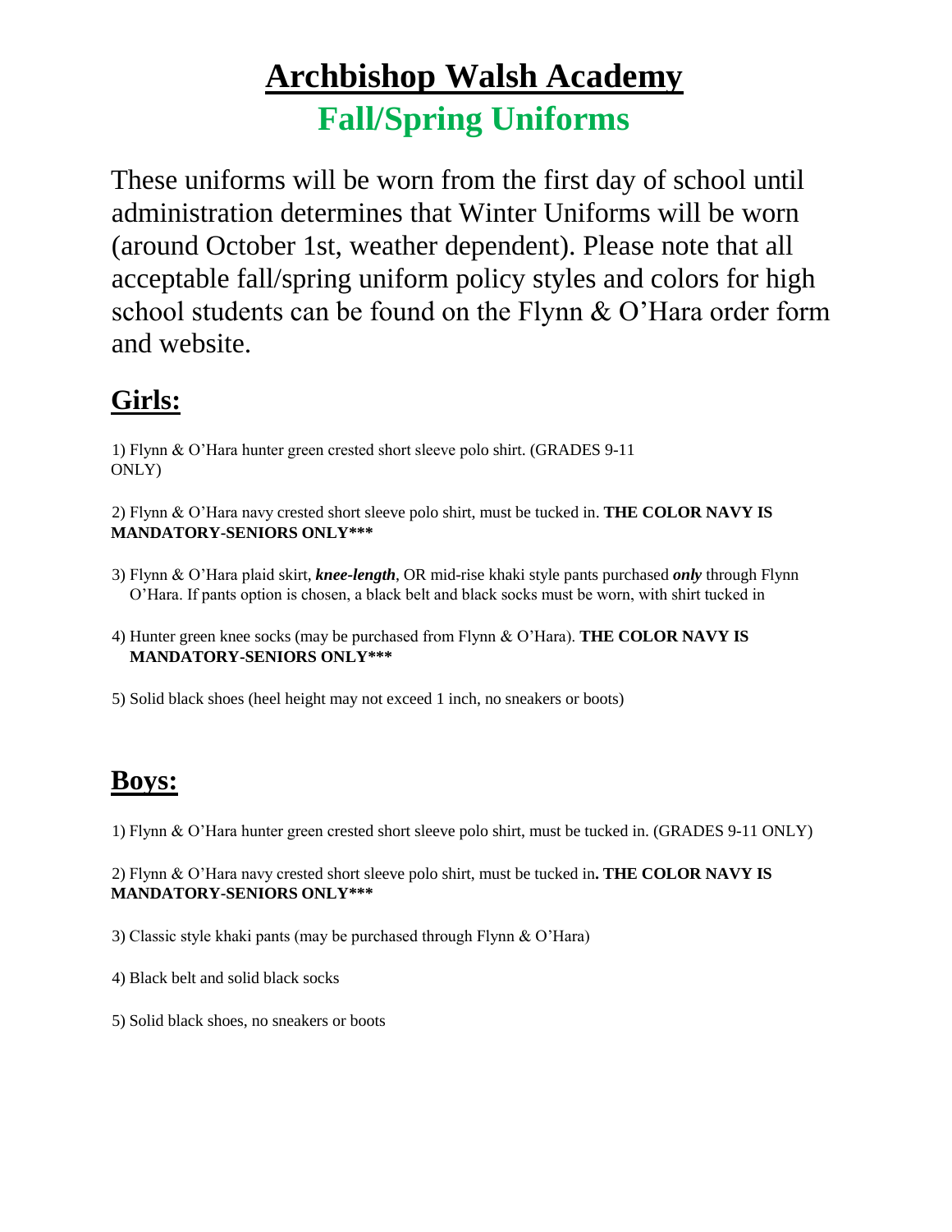# Archbishop Walsh Academy

## Fall/Spring Uniforms

These uniforms will be worn from the first day of school until administration determines that Winter Uniforms will be worn (around October 1st, weather dependent). Please note that all acceptable fall/spring uniform policy styles and colors for high school students can be found on the Flynn & O'Hara order form and website.

## Girls:

1) Flynn & O'Hara hunter green crested short sleeve polo shirt. (GRADES 9-11 ONLY)

2) Flynn & O'Hara navy crested short sleeve polo shirt, must be tucked in. **THE COLOR NAVY IS MANDATORY-SENIORS ONLY*****

3) Flynn & O'Hara plaid skirt, ***knee-length***, OR mid-rise khaki style pants purchased ***only*** through Flynn O'Hara. If pants option is chosen, a black belt and black socks must be worn, with shirt tucked in

4) Hunter green knee socks (may be purchased from Flynn & O'Hara). **THE COLOR NAVY IS MANDATORY-SENIORS ONLY*****

5) Solid black shoes (heel height may not exceed 1 inch, no sneakers or boots)

## Boys:

1) Flynn & O'Hara hunter green crested short sleeve polo shirt, must be tucked in. (GRADES 9-11 ONLY)

2) Flynn & O'Hara navy crested short sleeve polo shirt, must be tucked in**. THE COLOR NAVY IS MANDATORY-SENIORS ONLY*****

3) Classic style khaki pants (may be purchased through Flynn & O'Hara)

4) Black belt and solid black socks

5) Solid black shoes, no sneakers or boots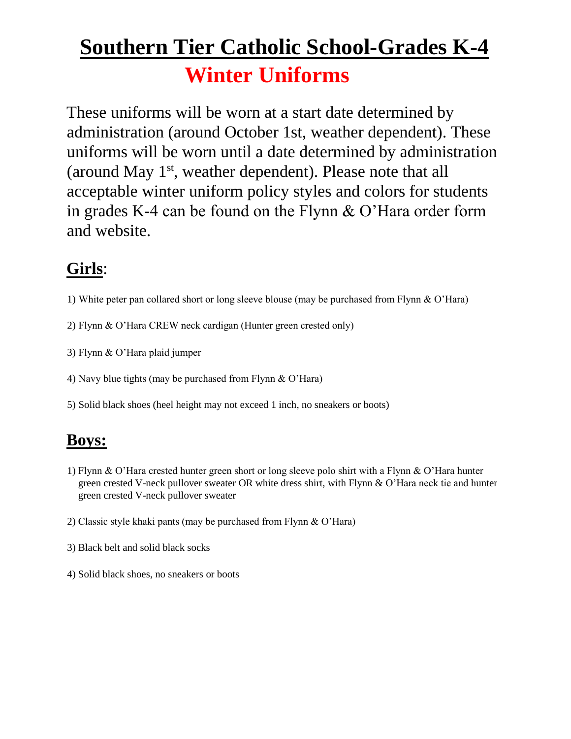# Southern Tier Catholic School-Grades K-4

## Winter Uniforms

These uniforms will be worn at a start date determined by administration (around October 1st, weather dependent). These uniforms will be worn until a date determined by administration (around May 1st, weather dependent). Please note that all acceptable winter uniform policy styles and colors for students in grades K-4 can be found on the Flynn & O'Hara order form and website.

### **Girls**:

1) White peter pan collared short or long sleeve blouse (may be purchased from Flynn & O'Hara)
2) Flynn & O'Hara CREW neck cardigan (Hunter green crested only)
3) Flynn & O'Hara plaid jumper
4) Navy blue tights (may be purchased from Flynn & O'Hara)
5) Solid black shoes (heel height may not exceed 1 inch, no sneakers or boots)

### **Boys:**

1) Flynn & O'Hara crested hunter green short or long sleeve polo shirt with a Flynn & O'Hara hunter green crested V-neck pullover sweater OR white dress shirt, with Flynn & O'Hara neck tie and hunter green crested V-neck pullover sweater
2) Classic style khaki pants (may be purchased from Flynn & O'Hara)
3) Black belt and solid black socks
4) Solid black shoes, no sneakers or boots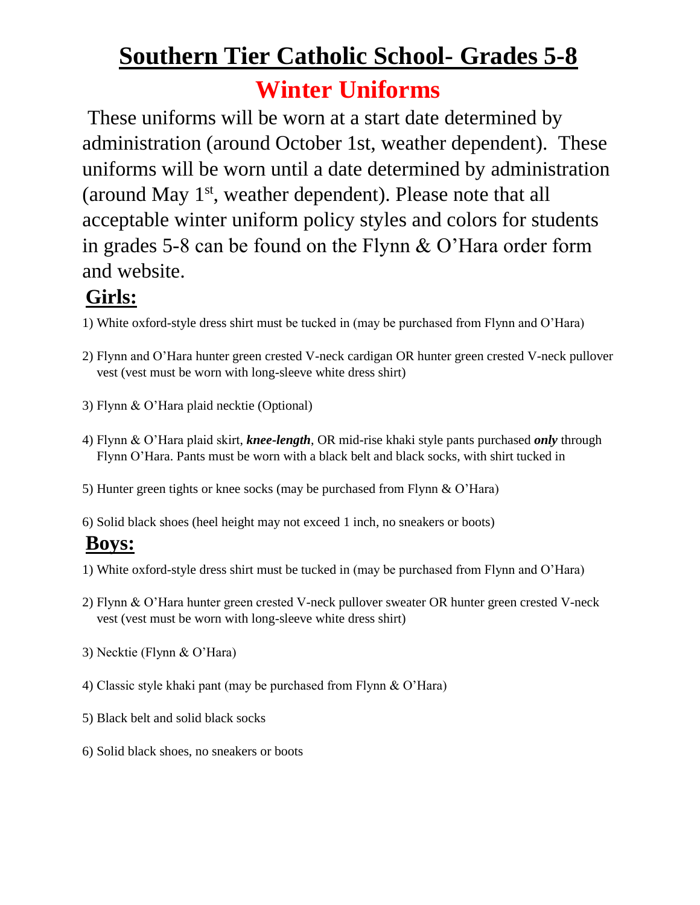# Southern Tier Catholic School- Grades 5-8

## Winter Uniforms

These uniforms will be worn at a start date determined by administration (around October 1st, weather dependent). These uniforms will be worn until a date determined by administration (around May 1st, weather dependent). Please note that all acceptable winter uniform policy styles and colors for students in grades 5-8 can be found on the Flynn & O'Hara order form and website.

### Girls:

1) White oxford-style dress shirt must be tucked in (may be purchased from Flynn and O'Hara)
2) Flynn and O'Hara hunter green crested V-neck cardigan OR hunter green crested V-neck pullover vest (vest must be worn with long-sleeve white dress shirt)
3) Flynn & O'Hara plaid necktie (Optional)
4) Flynn & O'Hara plaid skirt, ***knee-length***, OR mid-rise khaki style pants purchased ***only*** through Flynn O'Hara. Pants must be worn with a black belt and black socks, with shirt tucked in
5) Hunter green tights or knee socks (may be purchased from Flynn & O'Hara)
6) Solid black shoes (heel height may not exceed 1 inch, no sneakers or boots)

### Boys:

1) White oxford-style dress shirt must be tucked in (may be purchased from Flynn and O'Hara)
2) Flynn & O'Hara hunter green crested V-neck pullover sweater OR hunter green crested V-neck vest (vest must be worn with long-sleeve white dress shirt)
3) Necktie (Flynn & O'Hara)
4) Classic style khaki pant (may be purchased from Flynn & O'Hara)
5) Black belt and solid black socks
6) Solid black shoes, no sneakers or boots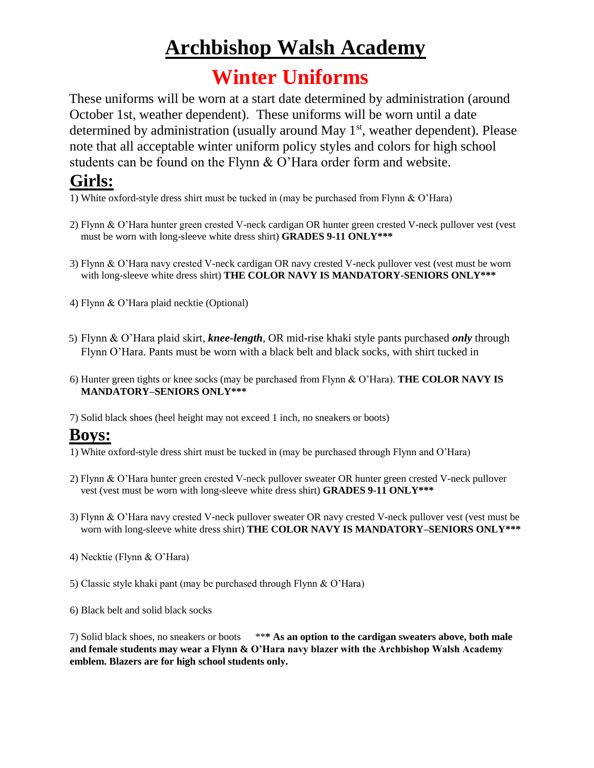# Archbishop Walsh Academy

## Winter Uniforms

These uniforms will be worn at a start date determined by administration (around October 1st, weather dependent). These uniforms will be worn until a date determined by administration (usually around May 1st, weather dependent). Please note that all acceptable winter uniform policy styles and colors for high school students can be found on the Flynn & O'Hara order form and website.

## Girls:

1) White oxford-style dress shirt must be tucked in (may be purchased from Flynn & O'Hara)

2) Flynn & O'Hara hunter green crested V-neck cardigan OR hunter green crested V-neck pullover vest (vest must be worn with long-sleeve white dress shirt) **GRADES 9-11 ONLY*****

3) Flynn & O'Hara navy crested V-neck cardigan OR navy crested V-neck pullover vest (vest must be worn with long-sleeve white dress shirt) **THE COLOR NAVY IS MANDATORY-SENIORS ONLY*****

4) Flynn & O'Hara plaid necktie (Optional)

5) Flynn & O'Hara plaid skirt, ***knee-length***, OR mid-rise khaki style pants purchased ***only*** through Flynn O'Hara. Pants must be worn with a black belt and black socks, with shirt tucked in

6) Hunter green tights or knee socks (may be purchased from Flynn & O'Hara). **THE COLOR NAVY IS MANDATORY–SENIORS ONLY*****

7) Solid black shoes (heel height may not exceed 1 inch, no sneakers or boots)

## Boys:

1) White oxford-style dress shirt must be tucked in (may be purchased through Flynn and O'Hara)

2) Flynn & O'Hara hunter green crested V-neck pullover sweater OR hunter green crested V-neck pullover vest (vest must be worn with long-sleeve white dress shirt) **GRADES 9-11 ONLY*****

3) Flynn & O'Hara navy crested V-neck pullover sweater OR navy crested V-neck pullover vest (vest must be worn with long-sleeve white dress shirt) **THE COLOR NAVY IS MANDATORY–SENIORS ONLY*****

4) Necktie (Flynn & O'Hara)

5) Classic style khaki pant (may be purchased through Flynn & O'Hara)

6) Black belt and solid black socks

7) Solid black shoes, no sneakers or boots

***** As an option to the cardigan sweaters above, both male and female students may wear a Flynn & O'Hara navy blazer with the Archbishop Walsh Academy emblem. Blazers are for high school students only.**